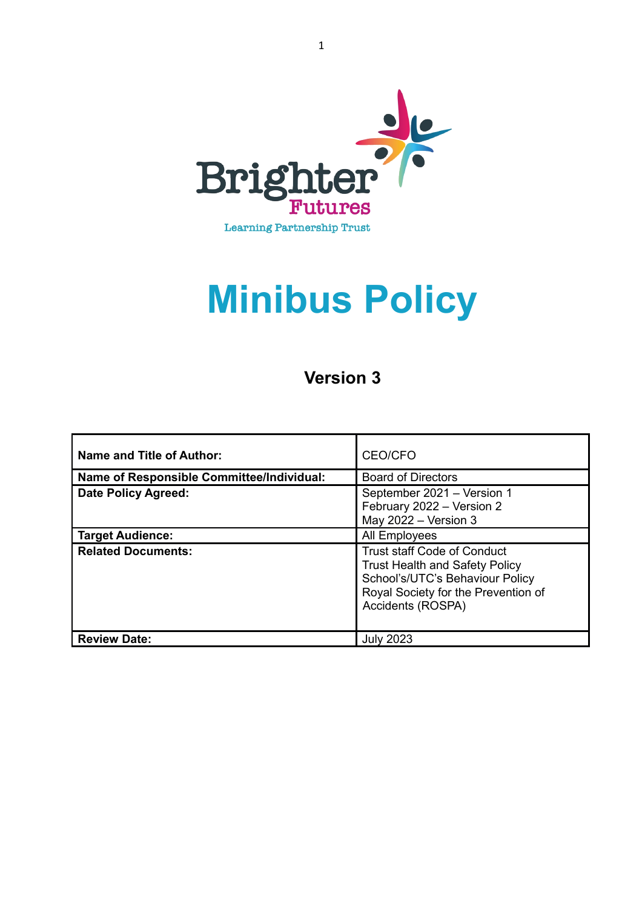Brighter Futures

Learning Partnership Trust

# Minibus Policy

## Version 3

| Name and Title of Author: | CEO/CFO |
|---|---|
| Name of Responsible Committee/Individual: | Board of Directors |
| Date Policy Agreed: | September 2021 – Version 1<br>February 2022 – Version 2<br>May 2022 – Version 3 |
| Target Audience: | All Employees |
| Related Documents: | Trust staff Code of Conduct<br>Trust Health and Safety Policy<br>School's/UTC's Behaviour Policy<br>Royal Society for the Prevention of Accidents (ROSPA) |
| Review Date: | July 2023 |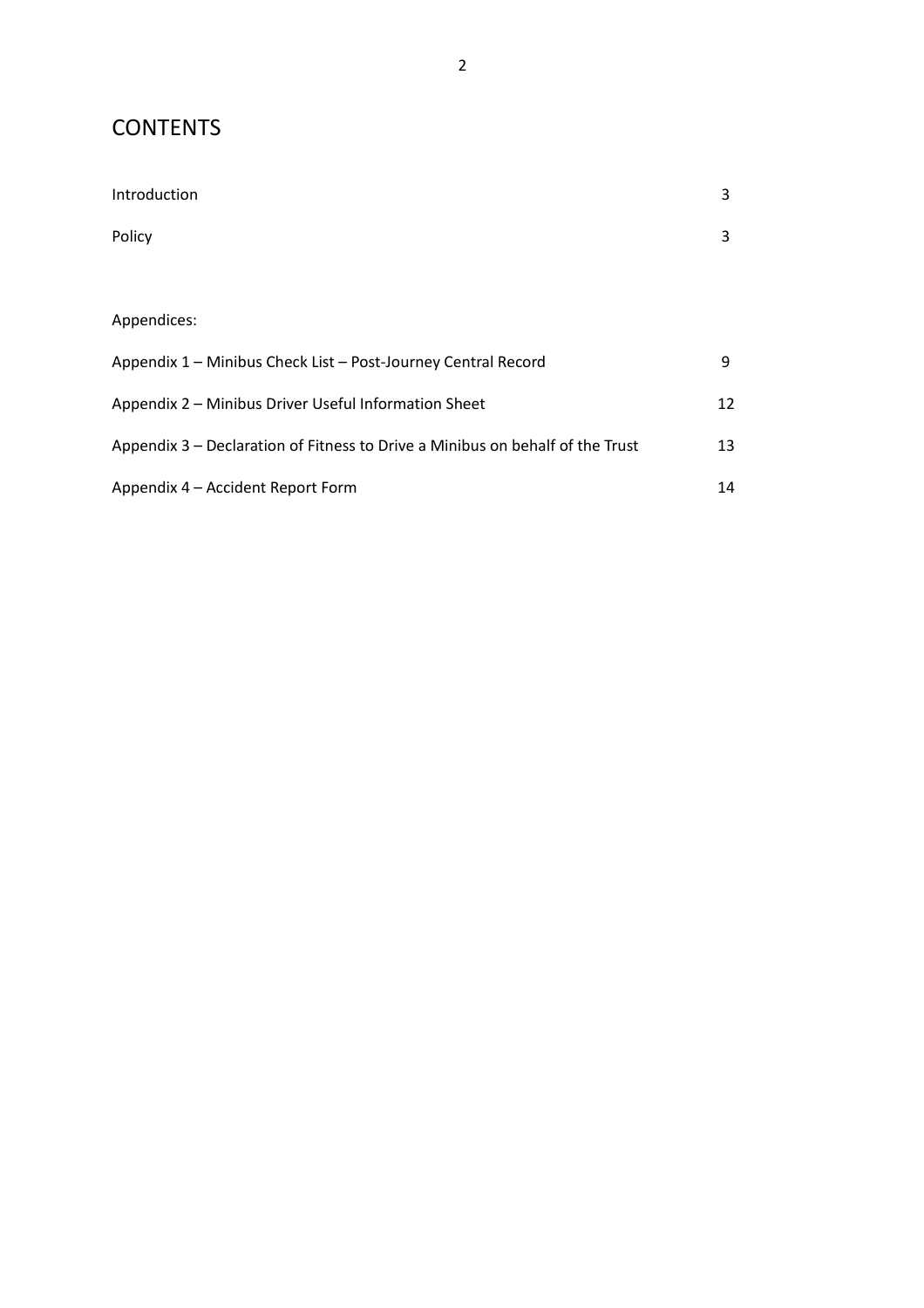## CONTENTS

| | |
|---|---|
| Introduction | 3 |
| Policy | 3 |
| | |
| Appendices: | |
| Appendix 1 – Minibus Check List – Post-Journey Central Record | 9 |
| Appendix 2 – Minibus Driver Useful Information Sheet | 12 |
| Appendix 3 – Declaration of Fitness to Drive a Minibus on behalf of the Trust | 13 |
| Appendix 4 – Accident Report Form | 14 |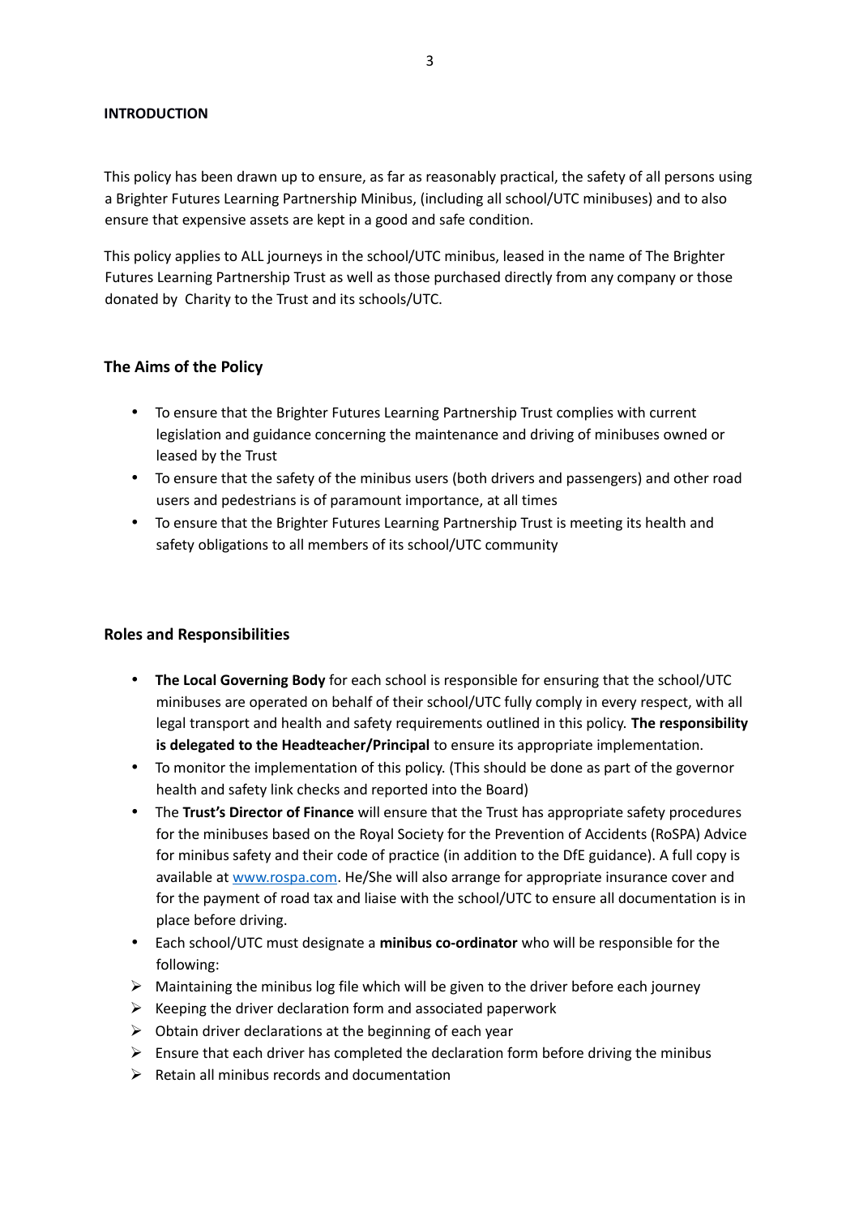## INTRODUCTION

This policy has been drawn up to ensure, as far as reasonably practical, the safety of all persons using a Brighter Futures Learning Partnership Minibus, (including all school/UTC minibuses) and to also ensure that expensive assets are kept in a good and safe condition.

This policy applies to ALL journeys in the school/UTC minibus, leased in the name of The Brighter Futures Learning Partnership Trust as well as those purchased directly from any company or those donated by Charity to the Trust and its schools/UTC.

### The Aims of the Policy

- To ensure that the Brighter Futures Learning Partnership Trust complies with current legislation and guidance concerning the maintenance and driving of minibuses owned or leased by the Trust
- To ensure that the safety of the minibus users (both drivers and passengers) and other road users and pedestrians is of paramount importance, at all times
- To ensure that the Brighter Futures Learning Partnership Trust is meeting its health and safety obligations to all members of its school/UTC community

### Roles and Responsibilities

- **The Local Governing Body** for each school is responsible for ensuring that the school/UTC minibuses are operated on behalf of their school/UTC fully comply in every respect, with all legal transport and health and safety requirements outlined in this policy. **The responsibility is delegated to the Headteacher/Principal** to ensure its appropriate implementation.
- To monitor the implementation of this policy. (This should be done as part of the governor health and safety link checks and reported into the Board)
- The **Trust's Director of Finance** will ensure that the Trust has appropriate safety procedures for the minibuses based on the Royal Society for the Prevention of Accidents (RoSPA) Advice for minibus safety and their code of practice (in addition to the DfE guidance). A full copy is available at [www.rospa.com](www.rospa.com). He/She will also arrange for appropriate insurance cover and for the payment of road tax and liaise with the school/UTC to ensure all documentation is in place before driving.
- Each school/UTC must designate a **minibus co-ordinator** who will be responsible for the following:
  - Maintaining the minibus log file which will be given to the driver before each journey
  - Keeping the driver declaration form and associated paperwork
  - Obtain driver declarations at the beginning of each year
  - Ensure that each driver has completed the declaration form before driving the minibus
  - Retain all minibus records and documentation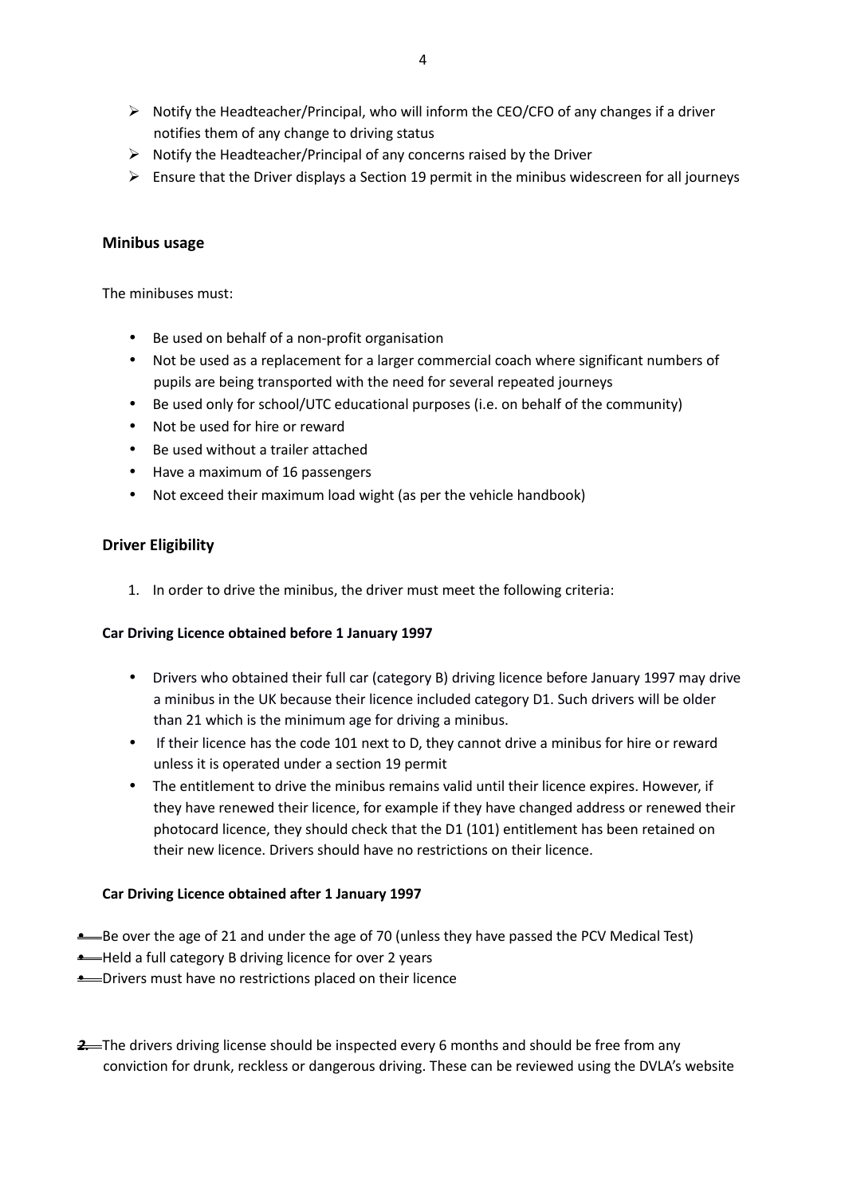- Notify the Headteacher/Principal, who will inform the CEO/CFO of any changes if a driver notifies them of any change to driving status
- Notify the Headteacher/Principal of any concerns raised by the Driver
- Ensure that the Driver displays a Section 19 permit in the minibus widescreen for all journeys

## Minibus usage

The minibuses must:

- Be used on behalf of a non-profit organisation
- Not be used as a replacement for a larger commercial coach where significant numbers of pupils are being transported with the need for several repeated journeys
- Be used only for school/UTC educational purposes (i.e. on behalf of the community)
- Not be used for hire or reward
- Be used without a trailer attached
- Have a maximum of 16 passengers
- Not exceed their maximum load wight (as per the vehicle handbook)

## Driver Eligibility

1. In order to drive the minibus, the driver must meet the following criteria:

### Car Driving Licence obtained before 1 January 1997

- Drivers who obtained their full car (category B) driving licence before January 1997 may drive a minibus in the UK because their licence included category D1. Such drivers will be older than 21 which is the minimum age for driving a minibus.
- If their licence has the code 101 next to D, they cannot drive a minibus for hire or reward unless it is operated under a section 19 permit
- The entitlement to drive the minibus remains valid until their licence expires. However, if they have renewed their licence, for example if they have changed address or renewed their photocard licence, they should check that the D1 (101) entitlement has been retained on their new licence. Drivers should have no restrictions on their licence.

### Car Driving Licence obtained after 1 January 1997

- Be over the age of 21 and under the age of 70 (unless they have passed the PCV Medical Test)
- Held a full category B driving licence for over 2 years
- Drivers must have no restrictions placed on their licence

2. The drivers driving license should be inspected every 6 months and should be free from any conviction for drunk, reckless or dangerous driving. These can be reviewed using the DVLA's website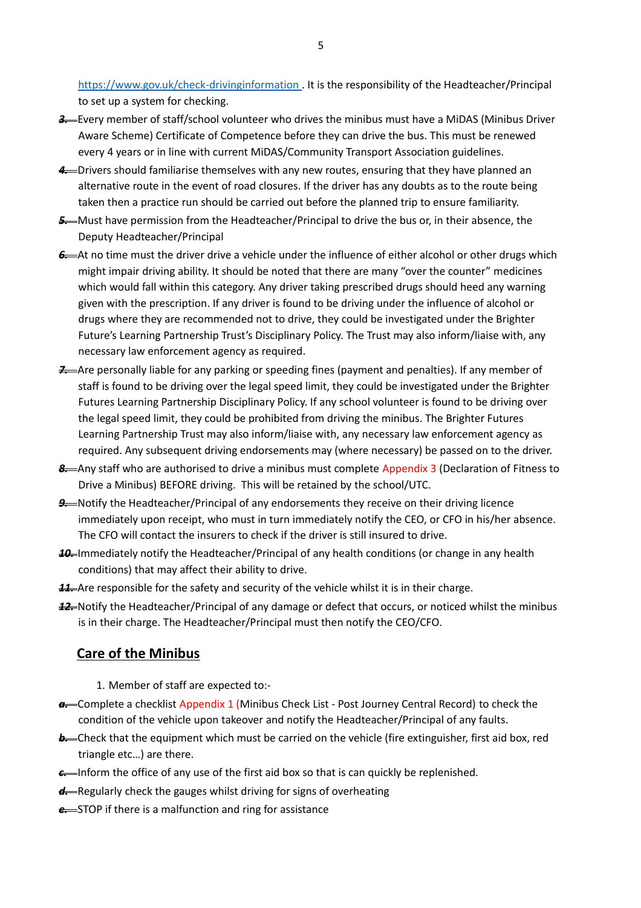https://www.gov.uk/check-drivinginformation . It is the responsibility of the Headteacher/Principal to set up a system for checking.

3. Every member of staff/school volunteer who drives the minibus must have a MiDAS (Minibus Driver Aware Scheme) Certificate of Competence before they can drive the bus. This must be renewed every 4 years or in line with current MiDAS/Community Transport Association guidelines.
4. Drivers should familiarise themselves with any new routes, ensuring that they have planned an alternative route in the event of road closures. If the driver has any doubts as to the route being taken then a practice run should be carried out before the planned trip to ensure familiarity.
5. Must have permission from the Headteacher/Principal to drive the bus or, in their absence, the Deputy Headteacher/Principal
6. At no time must the driver drive a vehicle under the influence of either alcohol or other drugs which might impair driving ability. It should be noted that there are many "over the counter" medicines which would fall within this category. Any driver taking prescribed drugs should heed any warning given with the prescription. If any driver is found to be driving under the influence of alcohol or drugs where they are recommended not to drive, they could be investigated under the Brighter Future's Learning Partnership Trust's Disciplinary Policy. The Trust may also inform/liaise with, any necessary law enforcement agency as required.
7. Are personally liable for any parking or speeding fines (payment and penalties). If any member of staff is found to be driving over the legal speed limit, they could be investigated under the Brighter Futures Learning Partnership Disciplinary Policy. If any school volunteer is found to be driving over the legal speed limit, they could be prohibited from driving the minibus. The Brighter Futures Learning Partnership Trust may also inform/liaise with, any necessary law enforcement agency as required. Any subsequent driving endorsements may (where necessary) be passed on to the driver.
8. Any staff who are authorised to drive a minibus must complete Appendix 3 (Declaration of Fitness to Drive a Minibus) BEFORE driving. This will be retained by the school/UTC.
9. Notify the Headteacher/Principal of any endorsements they receive on their driving licence immediately upon receipt, who must in turn immediately notify the CEO, or CFO in his/her absence. The CFO will contact the insurers to check if the driver is still insured to drive.
10. Immediately notify the Headteacher/Principal of any health conditions (or change in any health conditions) that may affect their ability to drive.
11. Are responsible for the safety and security of the vehicle whilst it is in their charge.
12. Notify the Headteacher/Principal of any damage or defect that occurs, or noticed whilst the minibus is in their charge. The Headteacher/Principal must then notify the CEO/CFO.

## Care of the Minibus

1. Member of staff are expected to:-

a. Complete a checklist Appendix 1 (Minibus Check List - Post Journey Central Record) to check the condition of the vehicle upon takeover and notify the Headteacher/Principal of any faults.
b. Check that the equipment which must be carried on the vehicle (fire extinguisher, first aid box, red triangle etc…) are there.
c. Inform the office of any use of the first aid box so that is can quickly be replenished.
d. Regularly check the gauges whilst driving for signs of overheating
e. STOP if there is a malfunction and ring for assistance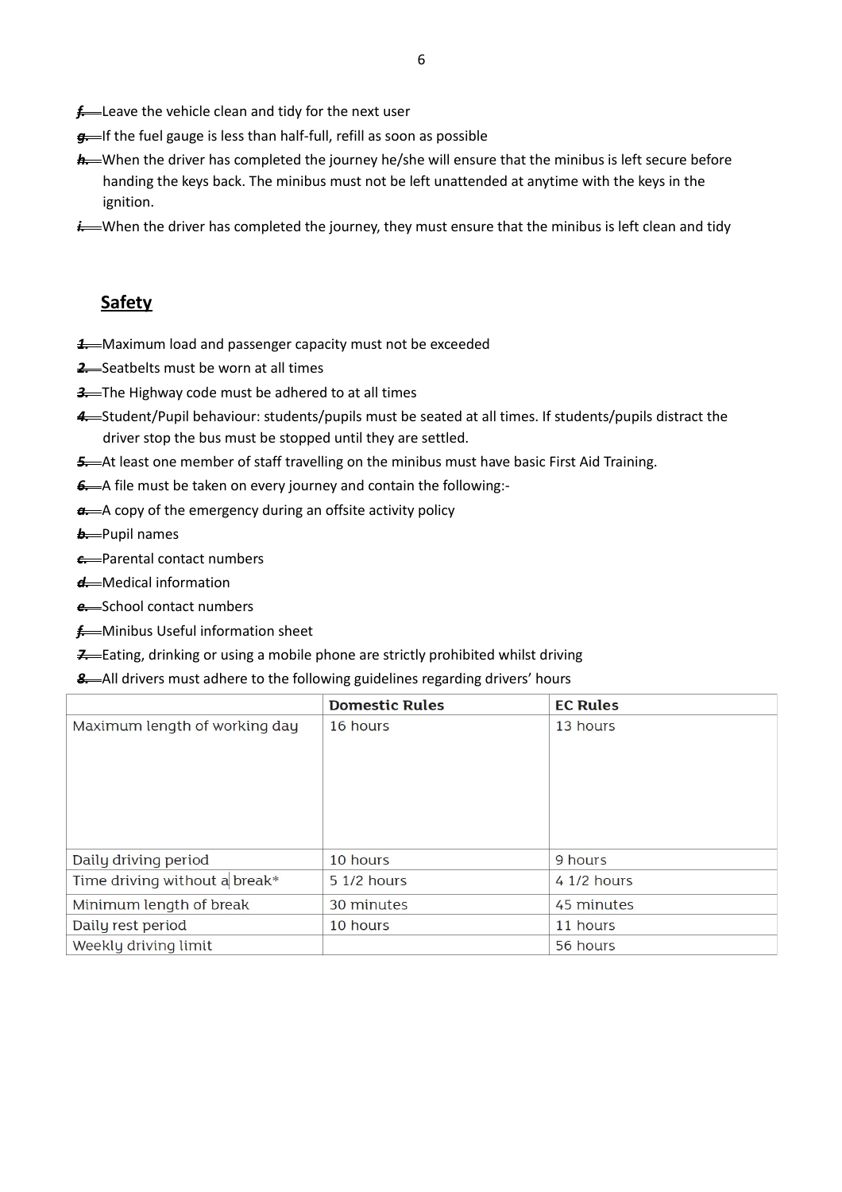f. Leave the vehicle clean and tidy for the next user

g. If the fuel gauge is less than half-full, refill as soon as possible

h. When the driver has completed the journey he/she will ensure that the minibus is left secure before handing the keys back. The minibus must not be left unattended at anytime with the keys in the ignition.

i. When the driver has completed the journey, they must ensure that the minibus is left clean and tidy

## Safety

1. Maximum load and passenger capacity must not be exceeded
2. Seatbelts must be worn at all times
3. The Highway code must be adhered to at all times
4. Student/Pupil behaviour: students/pupils must be seated at all times. If students/pupils distract the driver stop the bus must be stopped until they are settled.
5. At least one member of staff travelling on the minibus must have basic First Aid Training.
6. A file must be taken on every journey and contain the following:-

a. A copy of the emergency during an offsite activity policy

b. Pupil names

c. Parental contact numbers

d. Medical information

e. School contact numbers

f. Minibus Useful information sheet

7. Eating, drinking or using a mobile phone are strictly prohibited whilst driving
8. All drivers must adhere to the following guidelines regarding drivers' hours

| | **Domestic Rules** | **EC Rules** |
|---|---|---|
| Maximum length of working day | 16 hours | 13 hours |
| Daily driving period | 10 hours | 9 hours |
| Time driving without a break* | 5 1/2 hours | 4 1/2 hours |
| Minimum length of break | 30 minutes | 45 minutes |
| Daily rest period | 10 hours | 11 hours |
| Weekly driving limit | | 56 hours |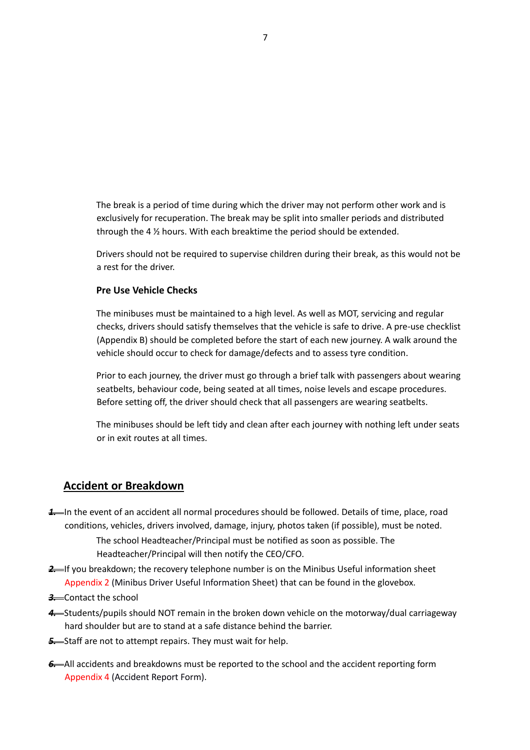The break is a period of time during which the driver may not perform other work and is exclusively for recuperation. The break may be split into smaller periods and distributed through the 4 ½ hours. With each breaktime the period should be extended.

Drivers should not be required to supervise children during their break, as this would not be a rest for the driver.

**Pre Use Vehicle Checks**

The minibuses must be maintained to a high level. As well as MOT, servicing and regular checks, drivers should satisfy themselves that the vehicle is safe to drive. A pre-use checklist (Appendix B) should be completed before the start of each new journey. A walk around the vehicle should occur to check for damage/defects and to assess tyre condition.

Prior to each journey, the driver must go through a brief talk with passengers about wearing seatbelts, behaviour code, being seated at all times, noise levels and escape procedures. Before setting off, the driver should check that all passengers are wearing seatbelts.

The minibuses should be left tidy and clean after each journey with nothing left under seats or in exit routes at all times.

## Accident or Breakdown

1. In the event of an accident all normal procedures should be followed. Details of time, place, road conditions, vehicles, drivers involved, damage, injury, photos taken (if possible), must be noted.

   The school Headteacher/Principal must be notified as soon as possible. The Headteacher/Principal will then notify the CEO/CFO.
2. If you breakdown; the recovery telephone number is on the Minibus Useful information sheet Appendix 2 (Minibus Driver Useful Information Sheet) that can be found in the glovebox.
3. Contact the school
4. Students/pupils should NOT remain in the broken down vehicle on the motorway/dual carriageway hard shoulder but are to stand at a safe distance behind the barrier.
5. Staff are not to attempt repairs. They must wait for help.
6. All accidents and breakdowns must be reported to the school and the accident reporting form Appendix 4 (Accident Report Form).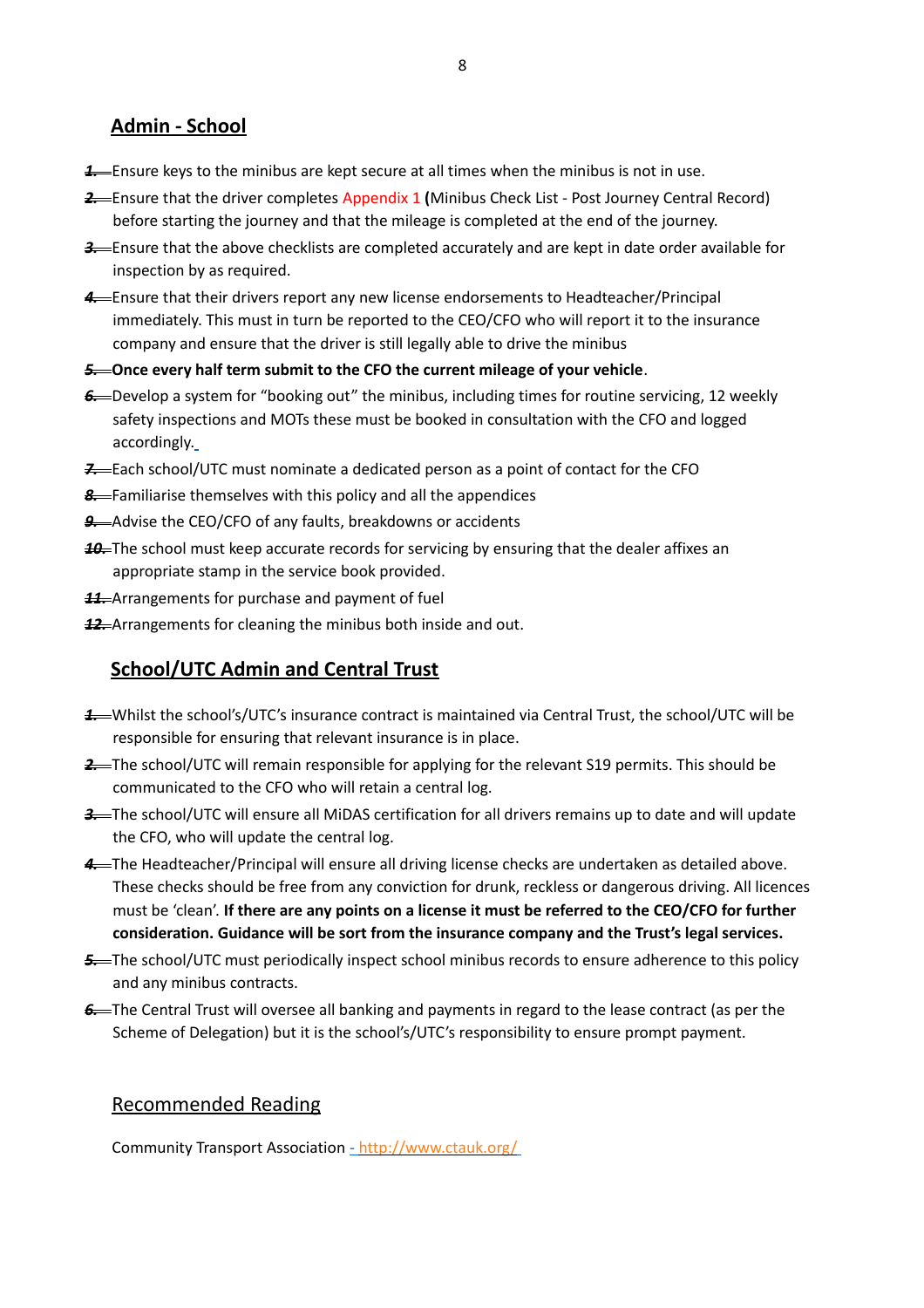## Admin - School

1. Ensure keys to the minibus are kept secure at all times when the minibus is not in use.
2. Ensure that the driver completes Appendix 1 **(**Minibus Check List - Post Journey Central Record) before starting the journey and that the mileage is completed at the end of the journey.
3. Ensure that the above checklists are completed accurately and are kept in date order available for inspection by as required.
4. Ensure that their drivers report any new license endorsements to Headteacher/Principal immediately. This must in turn be reported to the CEO/CFO who will report it to the insurance company and ensure that the driver is still legally able to drive the minibus
5. **Once every half term submit to the CFO the current mileage of your vehicle**.
6. Develop a system for "booking out" the minibus, including times for routine servicing, 12 weekly safety inspections and MOTs these must be booked in consultation with the CFO and logged accordingly.
7. Each school/UTC must nominate a dedicated person as a point of contact for the CFO
8. Familiarise themselves with this policy and all the appendices
9. Advise the CEO/CFO of any faults, breakdowns or accidents
10. The school must keep accurate records for servicing by ensuring that the dealer affixes an appropriate stamp in the service book provided.
11. Arrangements for purchase and payment of fuel
12. Arrangements for cleaning the minibus both inside and out.

## School/UTC Admin and Central Trust

1. Whilst the school's/UTC's insurance contract is maintained via Central Trust, the school/UTC will be responsible for ensuring that relevant insurance is in place.
2. The school/UTC will remain responsible for applying for the relevant S19 permits. This should be communicated to the CFO who will retain a central log.
3. The school/UTC will ensure all MiDAS certification for all drivers remains up to date and will update the CFO, who will update the central log.
4. The Headteacher/Principal will ensure all driving license checks are undertaken as detailed above. These checks should be free from any conviction for drunk, reckless or dangerous driving. All licences must be 'clean'. **If there are any points on a license it must be referred to the CEO/CFO for further consideration. Guidance will be sort from the insurance company and the Trust's legal services.**
5. The school/UTC must periodically inspect school minibus records to ensure adherence to this policy and any minibus contracts.
6. The Central Trust will oversee all banking and payments in regard to the lease contract (as per the Scheme of Delegation) but it is the school's/UTC's responsibility to ensure prompt payment.

## Recommended Reading

Community Transport Association - http://www.ctauk.org/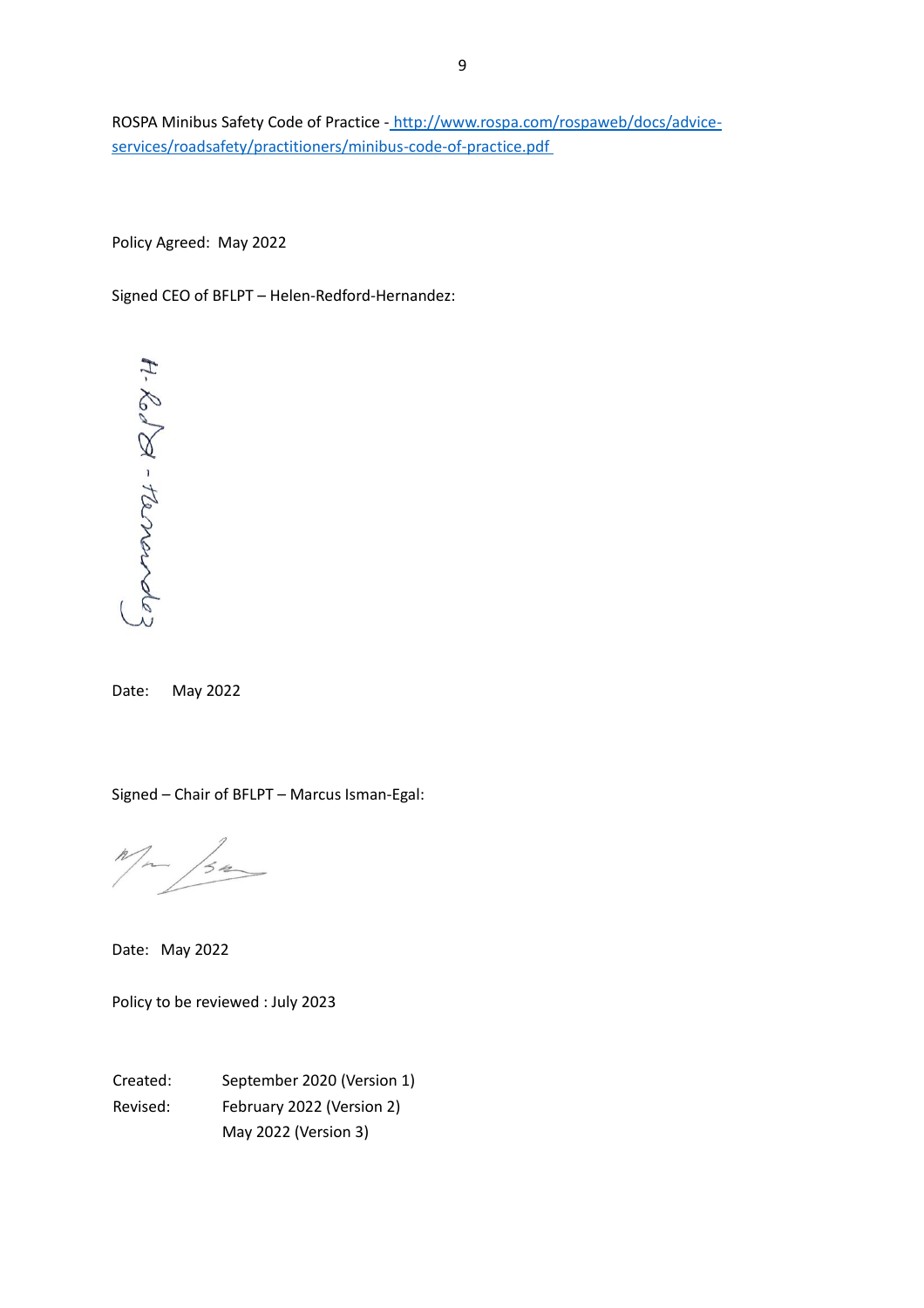ROSPA Minibus Safety Code of Practice - [http://www.rospa.com/rospaweb/docs/advice-services/roadsafety/practitioners/minibus-code-of-practice.pdf](http://www.rospa.com/rospaweb/docs/advice-services/roadsafety/practitioners/minibus-code-of-practice.pdf)

Policy Agreed: May 2022

Signed CEO of BFLPT – Helen-Redford-Hernandez:

Date: May 2022

Signed – Chair of BFLPT – Marcus Isman-Egal:

Date: May 2022

Policy to be reviewed : July 2023

| | |
|---|---|
| Created: | September 2020 (Version 1) |
| Revised: | February 2022 (Version 2) |
| | May 2022 (Version 3) |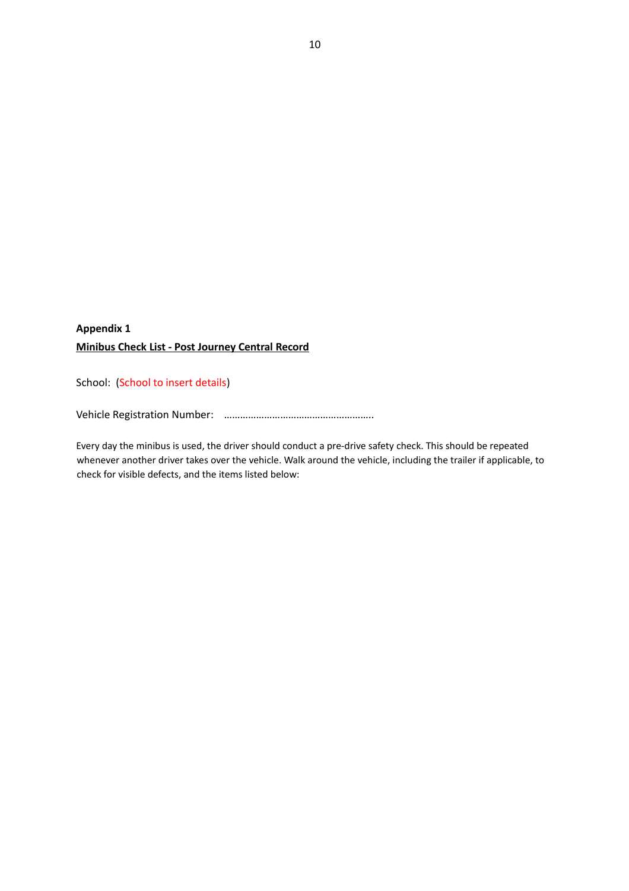**Appendix 1**

**Minibus Check List - Post Journey Central Record**

School: (School to insert details)

Vehicle Registration Number: ………………………………………………..

Every day the minibus is used, the driver should conduct a pre-drive safety check. This should be repeated whenever another driver takes over the vehicle. Walk around the vehicle, including the trailer if applicable, to check for visible defects, and the items listed below: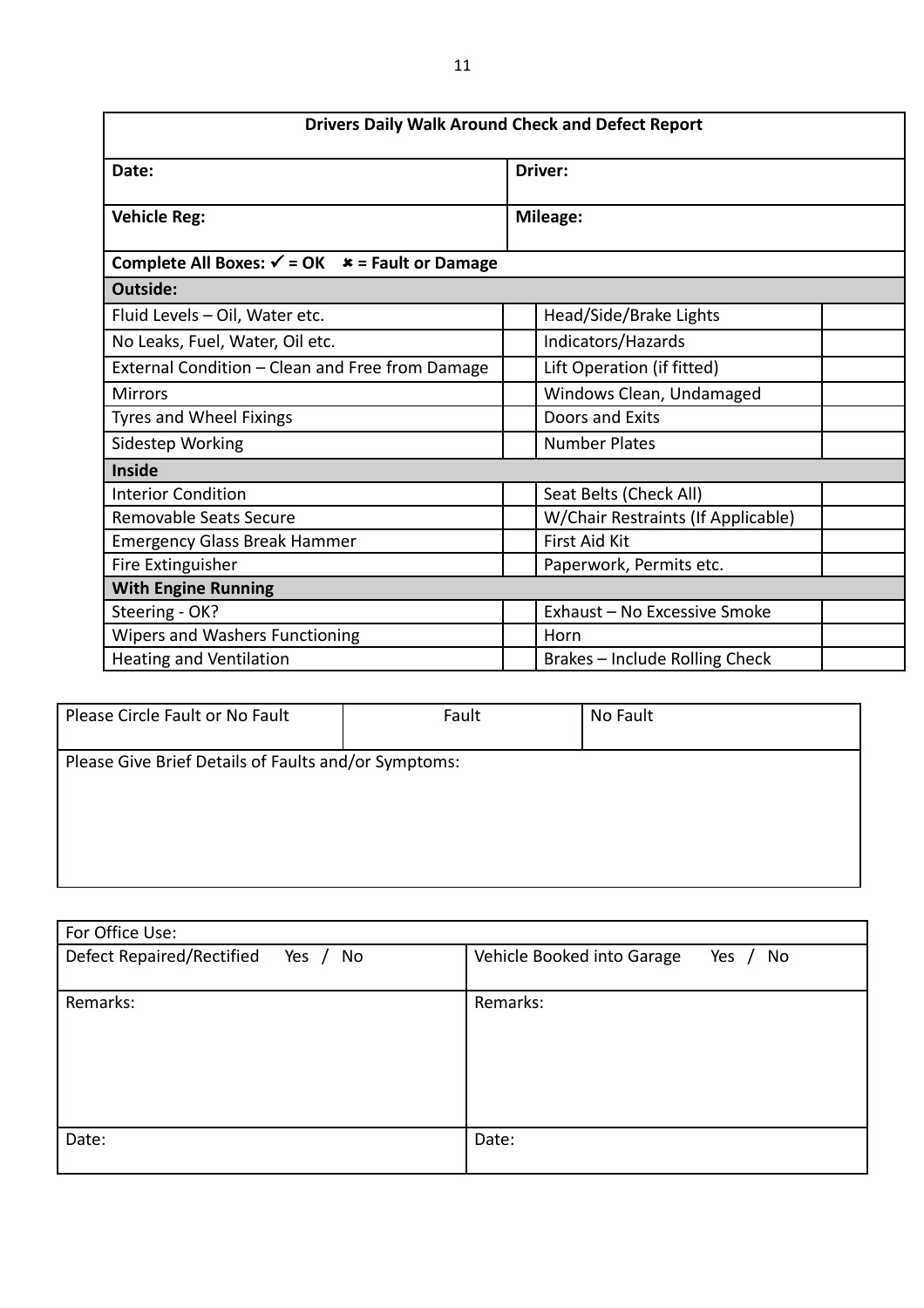| Drivers Daily Walk Around Check and Defect Report | | | |
|---|---|---|---|
| **Date:** | | **Driver:** | |
| **Vehicle Reg:** | | **Mileage:** | |
| **Complete All Boxes: ✓ = OK ✗ = Fault or Damage** | | | |
| **Outside:** | | | |
| Fluid Levels – Oil, Water etc. | | Head/Side/Brake Lights | |
| No Leaks, Fuel, Water, Oil etc. | | Indicators/Hazards | |
| External Condition – Clean and Free from Damage | | Lift Operation (if fitted) | |
| Mirrors | | Windows Clean, Undamaged | |
| Tyres and Wheel Fixings | | Doors and Exits | |
| Sidestep Working | | Number Plates | |
| **Inside** | | | |
| Interior Condition | | Seat Belts (Check All) | |
| Removable Seats Secure | | W/Chair Restraints (If Applicable) | |
| Emergency Glass Break Hammer | | First Aid Kit | |
| Fire Extinguisher | | Paperwork, Permits etc. | |
| **With Engine Running** | | | |
| Steering - OK? | | Exhaust – No Excessive Smoke | |
| Wipers and Washers Functioning | | Horn | |
| Heating and Ventilation | | Brakes – Include Rolling Check | |

| Please Circle Fault or No Fault | Fault | No Fault |
|---|---|---|
| Please Give Brief Details of Faults and/or Symptoms: | | |

| For Office Use: | |
|---|---|
| Defect Repaired/Rectified Yes / No | Vehicle Booked into Garage Yes / No |
| Remarks: | Remarks: |
| Date: | Date: |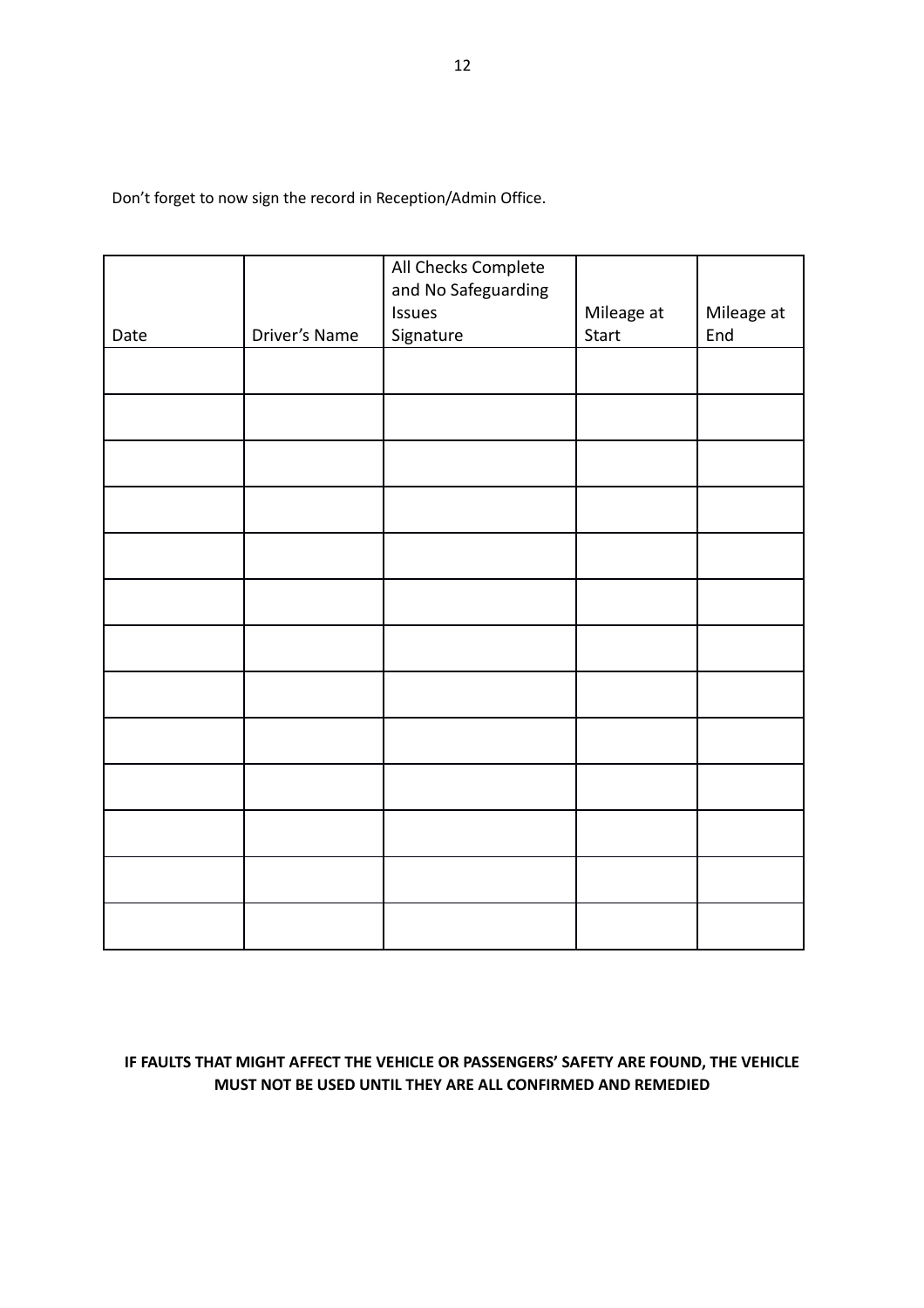Don’t forget to now sign the record in Reception/Admin Office.

| Date | Driver’s Name | All Checks Complete and No Safeguarding Issues Signature | Mileage at Start | Mileage at End |
|---|---|---|---|---|
| | | | | |
| | | | | |
| | | | | |
| | | | | |
| | | | | |
| | | | | |
| | | | | |
| | | | | |
| | | | | |
| | | | | |
| | | | | |
| | | | | |
| | | | | |

**IF FAULTS THAT MIGHT AFFECT THE VEHICLE OR PASSENGERS’ SAFETY ARE FOUND, THE VEHICLE MUST NOT BE USED UNTIL THEY ARE ALL CONFIRMED AND REMEDIED**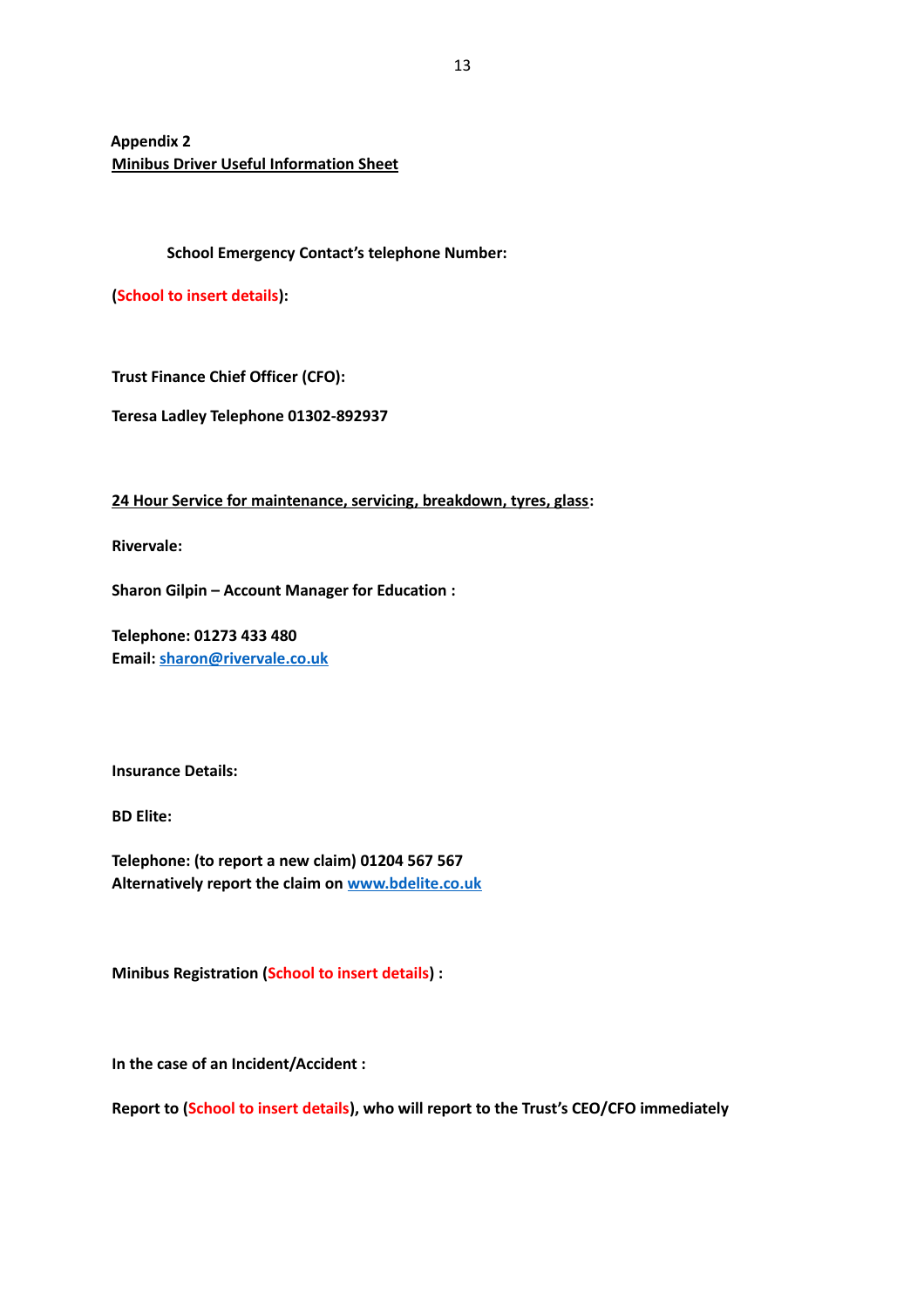**Appendix 2**
**<u>Minibus Driver Useful Information Sheet</u>**

**School Emergency Contact's telephone Number:**

**(School to insert details):**

**Trust Finance Chief Officer (CFO):**

**Teresa Ladley Telephone 01302-892937**

**<u>24 Hour Service for maintenance, servicing, breakdown, tyres, glass</u>:**

**Rivervale:**

**Sharon Gilpin – Account Manager for Education :**

**Telephone: 01273 433 480**
**Email: sharon@rivervale.co.uk**

**Insurance Details:**

**BD Elite:**

**Telephone: (to report a new claim) 01204 567 567**
**Alternatively report the claim on www.bdelite.co.uk**

**Minibus Registration (School to insert details) :**

**In the case of an Incident/Accident :**

**Report to (School to insert details), who will report to the Trust's CEO/CFO immediately**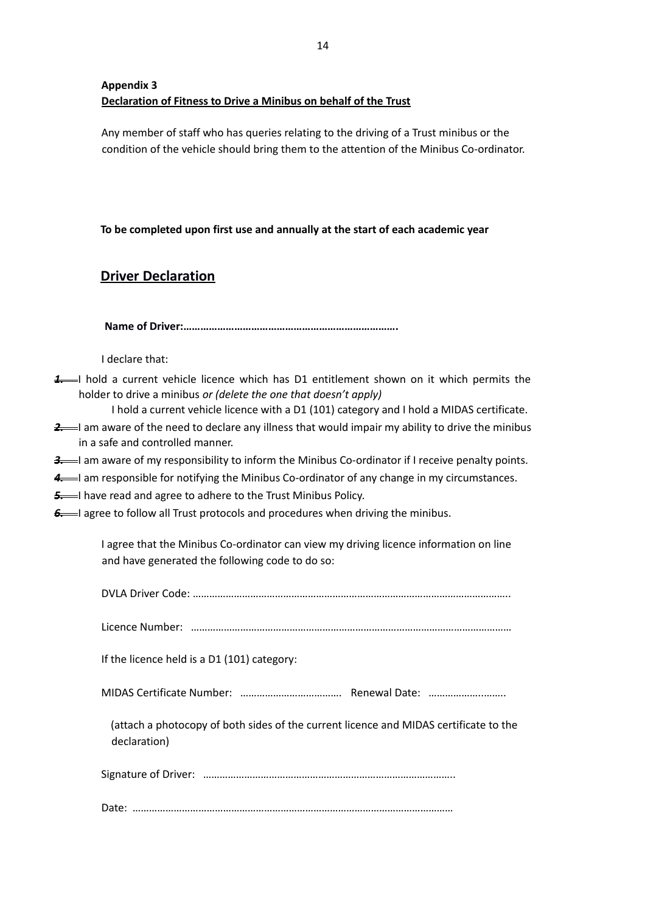**Appendix 3**

**Declaration of Fitness to Drive a Minibus on behalf of the Trust**

Any member of staff who has queries relating to the driving of a Trust minibus or the condition of the vehicle should bring them to the attention of the Minibus Co-ordinator.

**To be completed upon first use and annually at the start of each academic year**

## Driver Declaration

**Name of Driver:…………………………………………………………………..**

I declare that:

1. I hold a current vehicle licence which has D1 entitlement shown on it which permits the holder to drive a minibus *or (delete the one that doesn't apply)*

   I hold a current vehicle licence with a D1 (101) category and I hold a MIDAS certificate.
2. I am aware of the need to declare any illness that would impair my ability to drive the minibus in a safe and controlled manner.
3. I am aware of my responsibility to inform the Minibus Co-ordinator if I receive penalty points.
4. I am responsible for notifying the Minibus Co-ordinator of any change in my circumstances.
5. I have read and agree to adhere to the Trust Minibus Policy.
6. I agree to follow all Trust protocols and procedures when driving the minibus.

I agree that the Minibus Co-ordinator can view my driving licence information on line and have generated the following code to do so:

DVLA Driver Code: …………………………………………………………………………………………………..

Licence Number: ……………………………………………………………………………………………………

If the licence held is a D1 (101) category:

MIDAS Certificate Number: ………………………………. Renewal Date: ………………..……..

(attach a photocopy of both sides of the current licence and MIDAS certificate to the declaration)

Signature of Driver: ………………………………………………………………………………..

Date: ……………………………………………………………………………………………………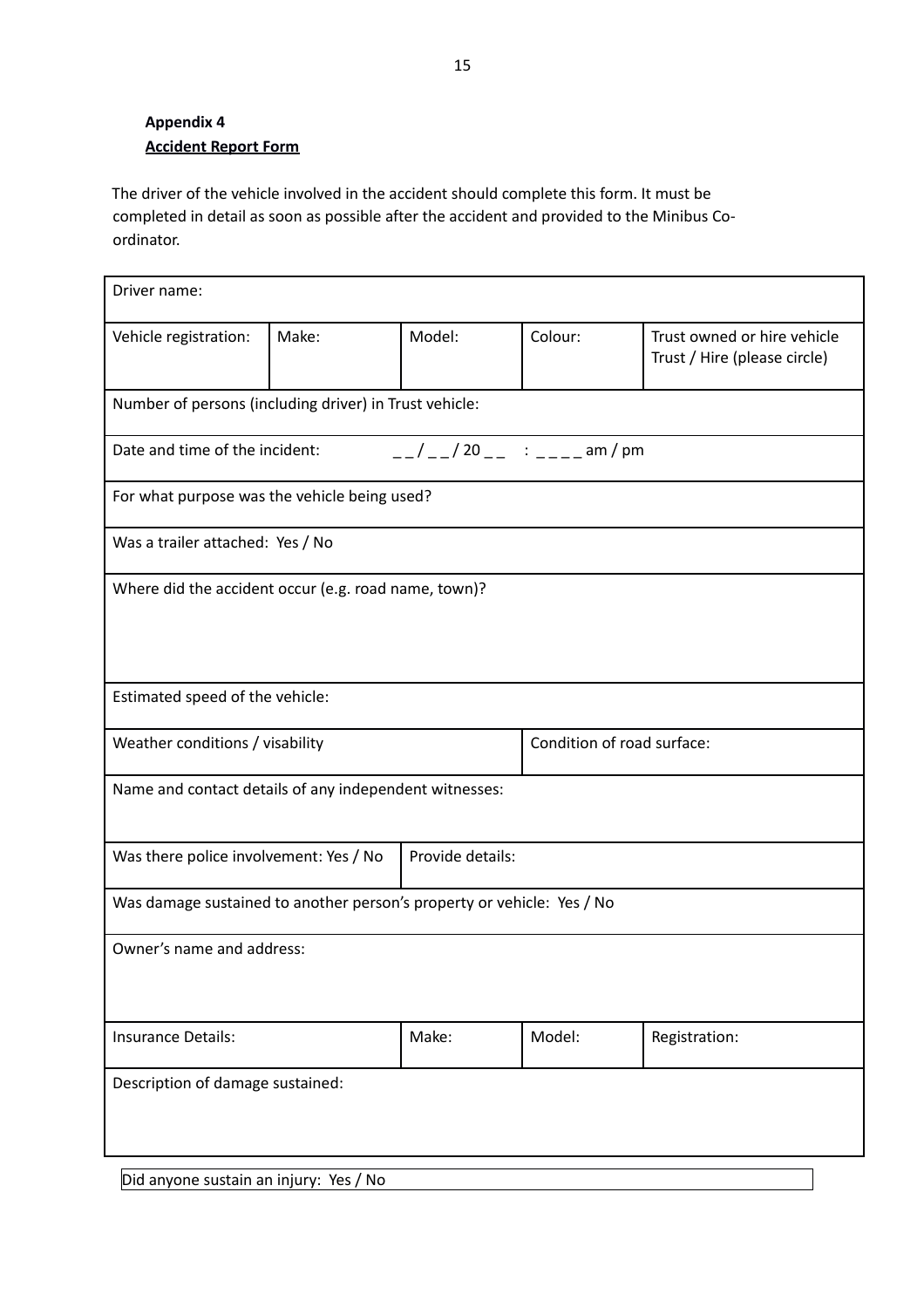**Appendix 4**

**Accident Report Form**

The driver of the vehicle involved in the accident should complete this form. It must be completed in detail as soon as possible after the accident and provided to the Minibus Co-ordinator.

| Driver name: | | | | |
|---|---|---|---|---|
| Vehicle registration: | Make: | Model: | Colour: | Trust owned or hire vehicle Trust / Hire (please circle) |
| Number of persons (including driver) in Trust vehicle: | | | | |
| Date and time of the incident: __ / __ / 20 __ : ____ am / pm | | | | |
| For what purpose was the vehicle being used? | | | | |
| Was a trailer attached: Yes / No | | | | |
| Where did the accident occur (e.g. road name, town)? | | | | |
| Estimated speed of the vehicle: | | | | |
| Weather conditions / visability | | | Condition of road surface: | |
| Name and contact details of any independent witnesses: | | | | |
| Was there police involvement: Yes / No | | Provide details: | | |
| Was damage sustained to another person's property or vehicle: Yes / No | | | | |
| Owner's name and address: | | | | |
| Insurance Details: | | Make: | Model: | Registration: |
| Description of damage sustained: | | | | |

Did anyone sustain an injury: Yes / No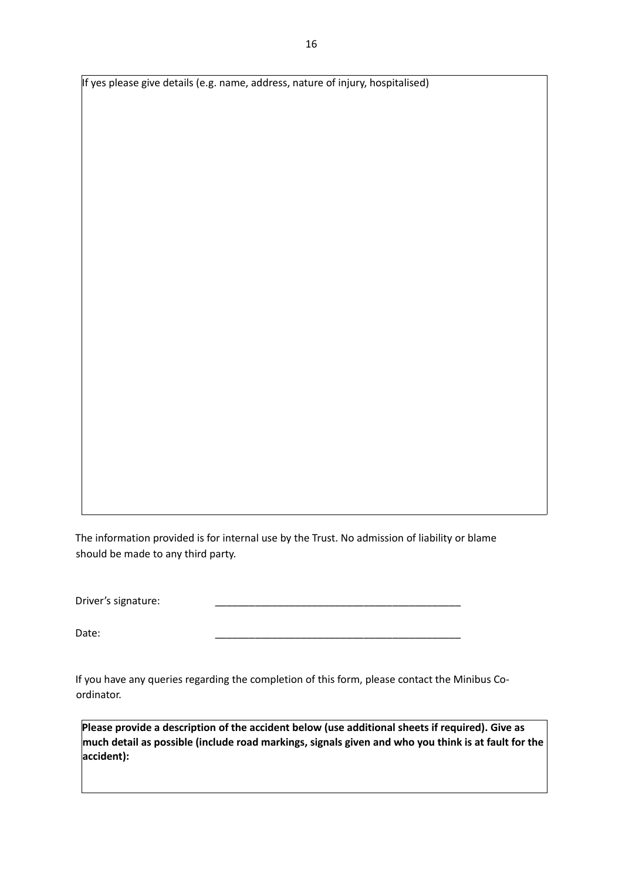| If yes please give details (e.g. name, address, nature of injury, hospitalised) |
| --- |
| |

The information provided is for internal use by the Trust. No admission of liability or blame should be made to any third party.

Driver's signature: _____________________________________________

Date: _____________________________________________

If you have any queries regarding the completion of this form, please contact the Minibus Co-ordinator.

| **Please provide a description of the accident below (use additional sheets if required). Give as much detail as possible (include road markings, signals given and who you think is at fault for the accident):** |
| --- |
| |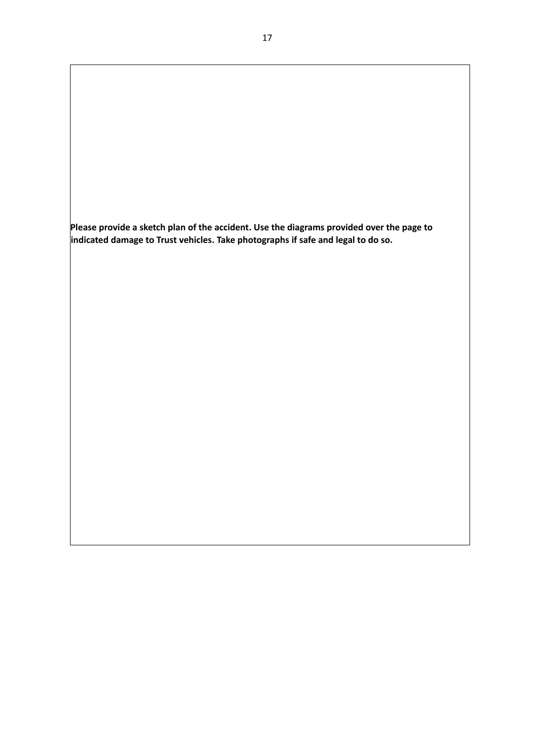**Please provide a sketch plan of the accident. Use the diagrams provided over the page to indicated damage to Trust vehicles. Take photographs if safe and legal to do so.**